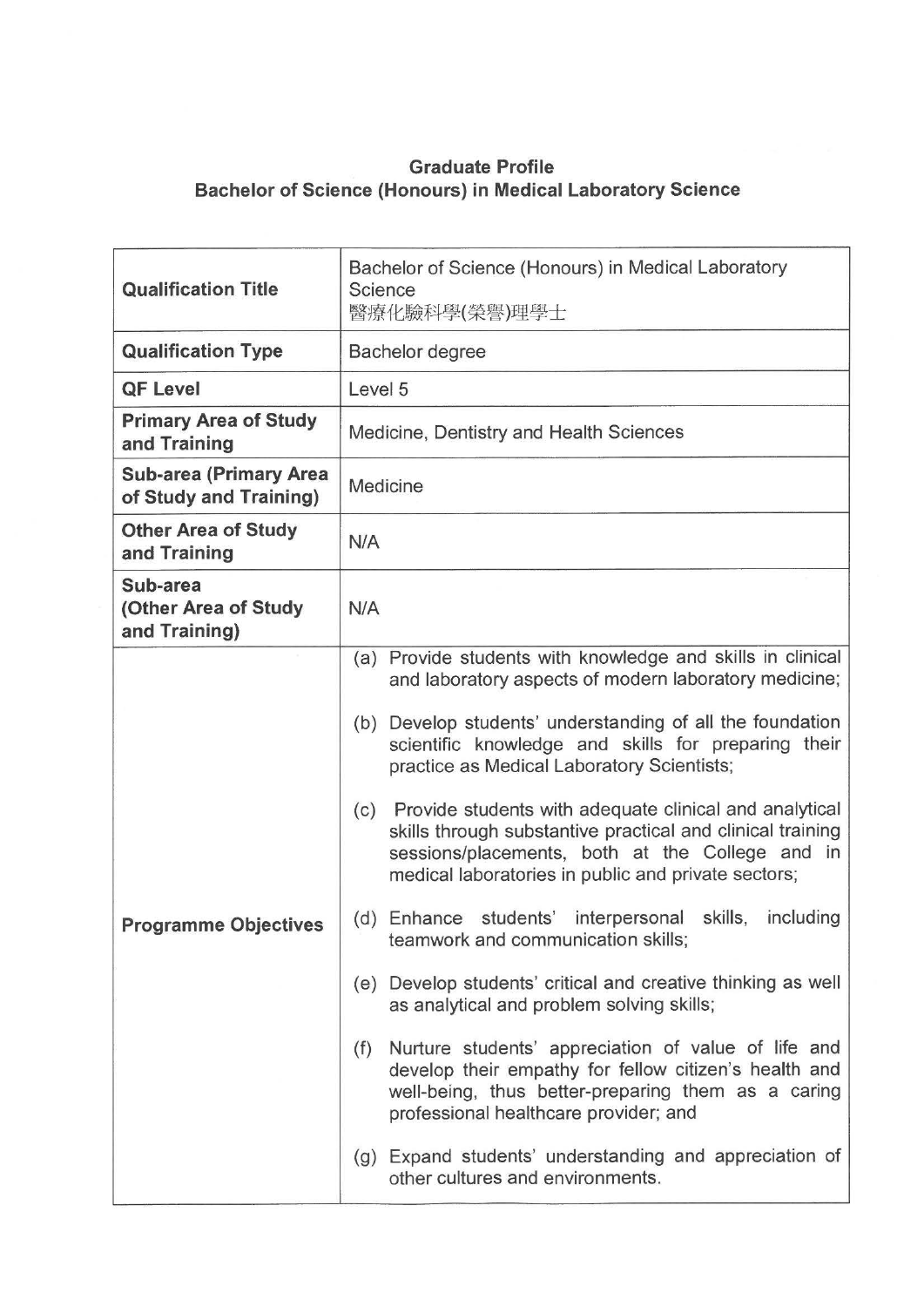**Graduate Profile**
**Bachelor of Science (Honours) in Medical Laboratory Science**

| | |
|---|---|
| **Qualification Title** | Bachelor of Science (Honours) in Medical Laboratory Science<br>醫療化驗科學(榮譽)理學士 |
| **Qualification Type** | Bachelor degree |
| **QF Level** | Level 5 |
| **Primary Area of Study and Training** | Medicine, Dentistry and Health Sciences |
| **Sub-area (Primary Area of Study and Training)** | Medicine |
| **Other Area of Study and Training** | N/A |
| **Sub-area (Other Area of Study and Training)** | N/A |
| **Programme Objectives** | (a) Provide students with knowledge and skills in clinical and laboratory aspects of modern laboratory medicine;<br><br>(b) Develop students' understanding of all the foundation scientific knowledge and skills for preparing their practice as Medical Laboratory Scientists;<br><br>(c) Provide students with adequate clinical and analytical skills through substantive practical and clinical training sessions/placements, both at the College and in medical laboratories in public and private sectors;<br><br>(d) Enhance students' interpersonal skills, including teamwork and communication skills;<br><br>(e) Develop students' critical and creative thinking as well as analytical and problem solving skills;<br><br>(f) Nurture students' appreciation of value of life and develop their empathy for fellow citizen's health and well-being, thus better-preparing them as a caring professional healthcare provider; and<br><br>(g) Expand students' understanding and appreciation of other cultures and environments. |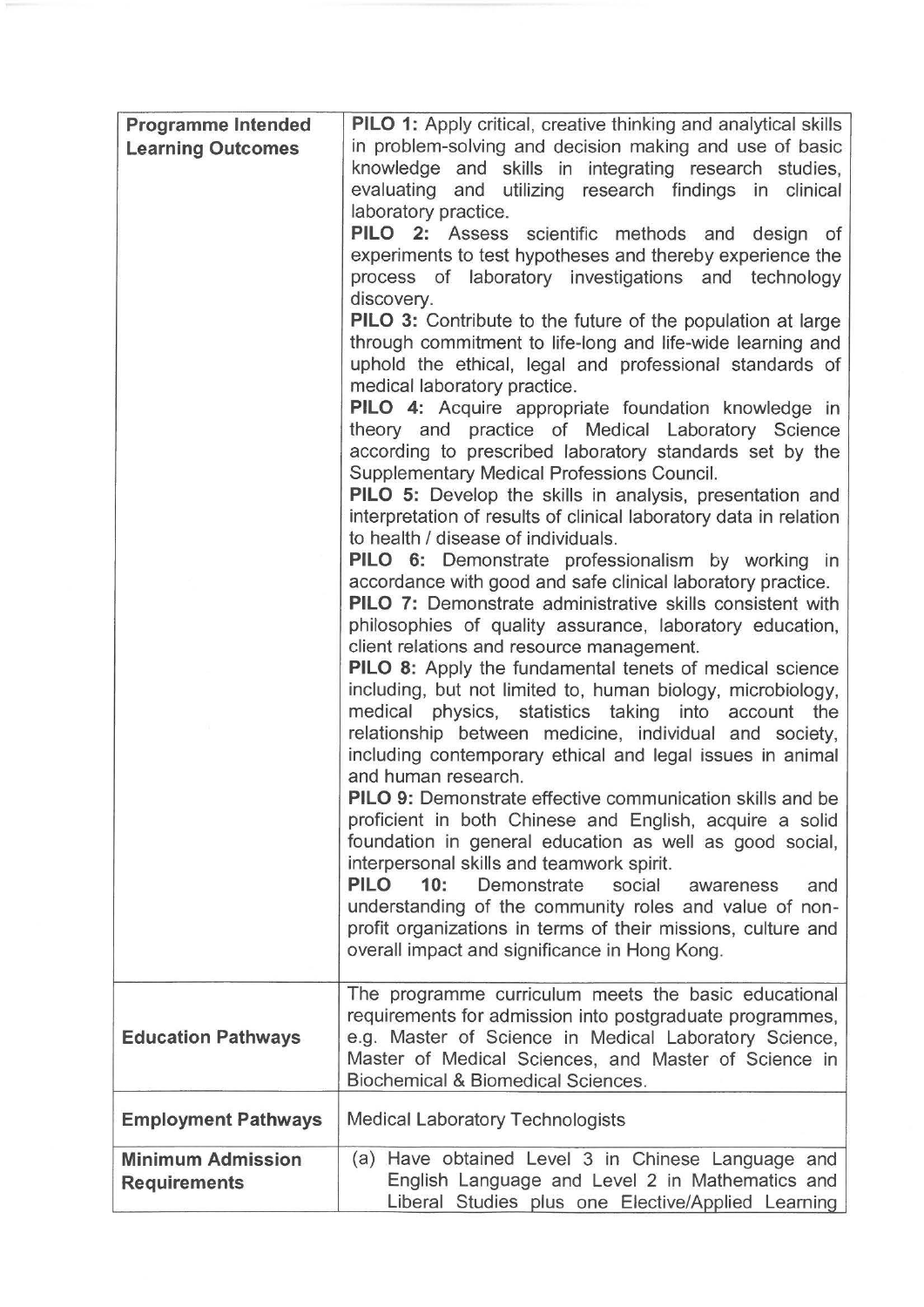| | |
|---|---|
| **Programme Intended Learning Outcomes** | **PILO 1:** Apply critical, creative thinking and analytical skills in problem-solving and decision making and use of basic knowledge and skills in integrating research studies, evaluating and utilizing research findings in clinical laboratory practice.<br>**PILO 2:** Assess scientific methods and design of experiments to test hypotheses and thereby experience the process of laboratory investigations and technology discovery.<br>**PILO 3:** Contribute to the future of the population at large through commitment to life-long and life-wide learning and uphold the ethical, legal and professional standards of medical laboratory practice.<br>**PILO 4:** Acquire appropriate foundation knowledge in theory and practice of Medical Laboratory Science according to prescribed laboratory standards set by the Supplementary Medical Professions Council.<br>**PILO 5:** Develop the skills in analysis, presentation and interpretation of results of clinical laboratory data in relation to health / disease of individuals.<br>**PILO 6:** Demonstrate professionalism by working in accordance with good and safe clinical laboratory practice.<br>**PILO 7:** Demonstrate administrative skills consistent with philosophies of quality assurance, laboratory education, client relations and resource management.<br>**PILO 8:** Apply the fundamental tenets of medical science including, but not limited to, human biology, microbiology, medical physics, statistics taking into account the relationship between medicine, individual and society, including contemporary ethical and legal issues in animal and human research.<br>**PILO 9:** Demonstrate effective communication skills and be proficient in both Chinese and English, acquire a solid foundation in general education as well as good social, interpersonal skills and teamwork spirit.<br>**PILO 10:** Demonstrate social awareness and understanding of the community roles and value of non-profit organizations in terms of their missions, culture and overall impact and significance in Hong Kong. |
| **Education Pathways** | The programme curriculum meets the basic educational requirements for admission into postgraduate programmes, e.g. Master of Science in Medical Laboratory Science, Master of Medical Sciences, and Master of Science in Biochemical & Biomedical Sciences. |
| **Employment Pathways** | Medical Laboratory Technologists |
| **Minimum Admission Requirements** | (a) Have obtained Level 3 in Chinese Language and English Language and Level 2 in Mathematics and Liberal Studies plus one Elective/Applied Learning |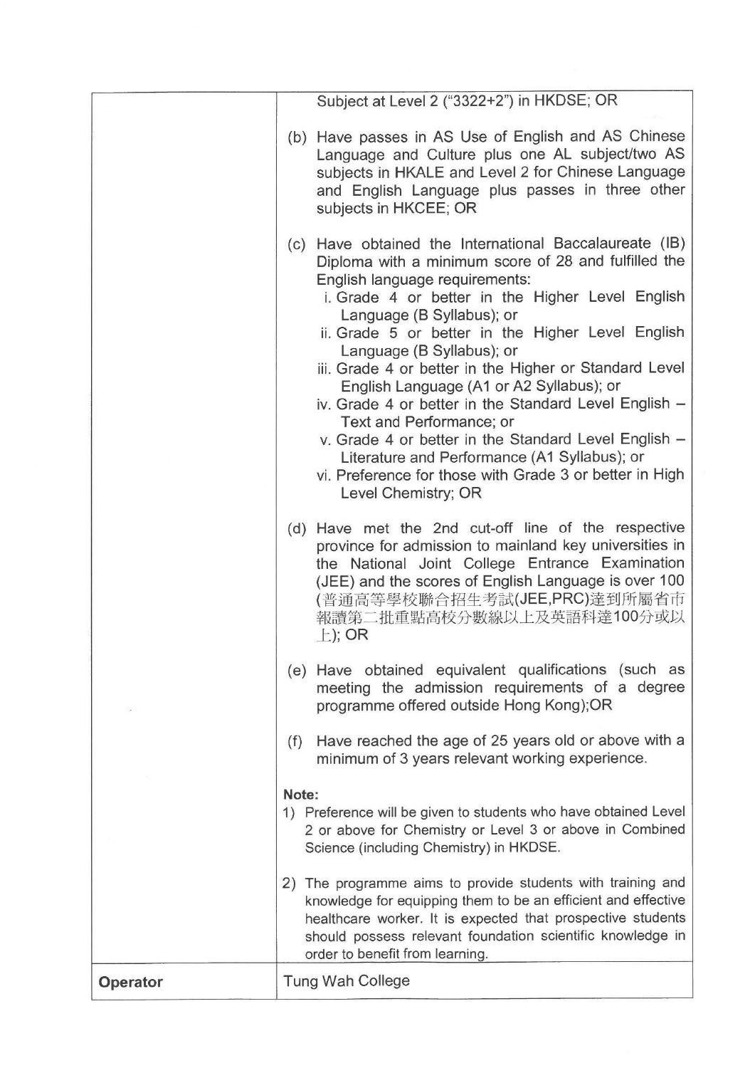| | |
|---|---|
| | Subject at Level 2 ("3322+2") in HKDSE; OR<br><br>(b) Have passes in AS Use of English and AS Chinese Language and Culture plus one AL subject/two AS subjects in HKALE and Level 2 for Chinese Language and English Language plus passes in three other subjects in HKCEE; OR<br><br>(c) Have obtained the International Baccalaureate (IB) Diploma with a minimum score of 28 and fulfilled the English language requirements:<br>i. Grade 4 or better in the Higher Level English Language (B Syllabus); or<br>ii. Grade 5 or better in the Higher Level English Language (B Syllabus); or<br>iii. Grade 4 or better in the Higher or Standard Level English Language (A1 or A2 Syllabus); or<br>iv. Grade 4 or better in the Standard Level English – Text and Performance; or<br>v. Grade 4 or better in the Standard Level English – Literature and Performance (A1 Syllabus); or<br>vi. Preference for those with Grade 3 or better in High Level Chemistry; OR<br><br>(d) Have met the 2nd cut-off line of the respective province for admission to mainland key universities in the National Joint College Entrance Examination (JEE) and the scores of English Language is over 100 (普通高等學校聯合招生考試(JEE,PRC)達到所屬省市報讀第二批重點高校分數線以上及英語科達100分或以上); OR<br><br>(e) Have obtained equivalent qualifications (such as meeting the admission requirements of a degree programme offered outside Hong Kong);OR<br><br>(f) Have reached the age of 25 years old or above with a minimum of 3 years relevant working experience.<br><br>**Note:**<br>1) Preference will be given to students who have obtained Level 2 or above for Chemistry or Level 3 or above in Combined Science (including Chemistry) in HKDSE.<br><br>2) The programme aims to provide students with training and knowledge for equipping them to be an efficient and effective healthcare worker. It is expected that prospective students should possess relevant foundation scientific knowledge in order to benefit from learning. |
| **Operator** | Tung Wah College |